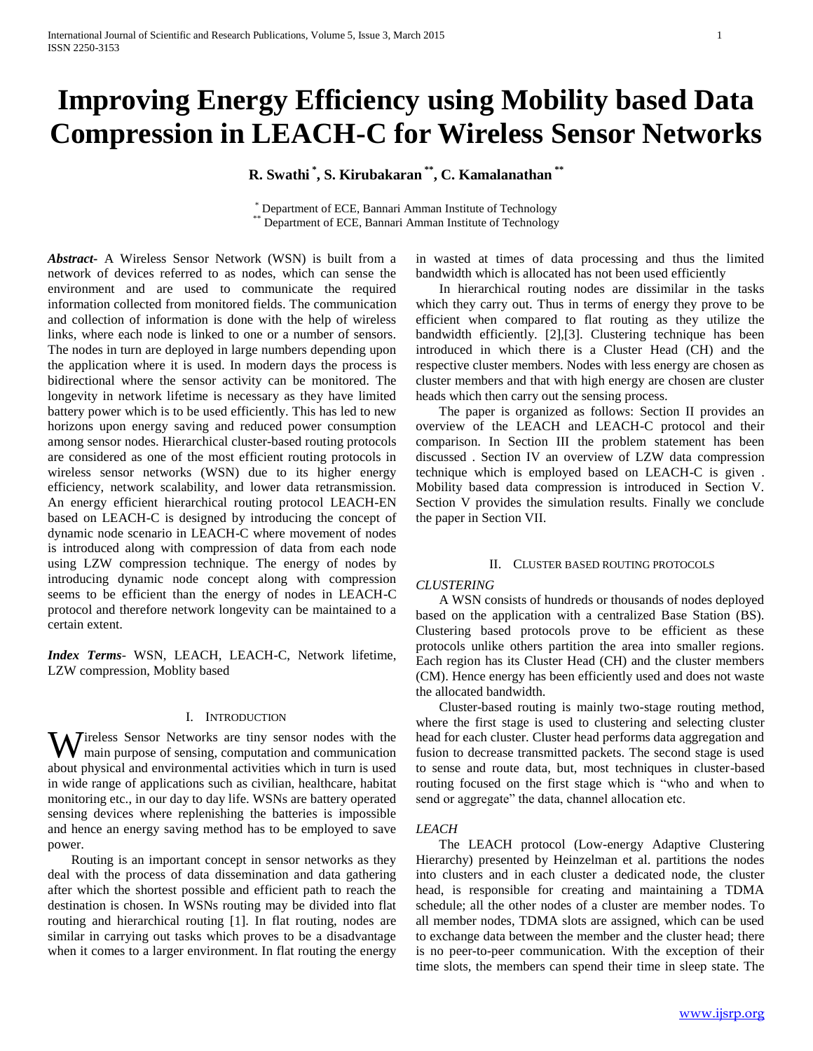# Improving Energy Efficiency using Mobility based Data Compression in LEACH-C for Wireless Sensor Networks

**R. Swathi [*], S. Kirubakaran [**], C. Kamalanathan [**]**

[*] Department of ECE, Bannari Amman Institute of Technology
[**] Department of ECE, Bannari Amman Institute of Technology

***Abstract***- A Wireless Sensor Network (WSN) is built from a network of devices referred to as nodes, which can sense the environment and are used to communicate the required information collected from monitored fields. The communication and collection of information is done with the help of wireless links, where each node is linked to one or a number of sensors. The nodes in turn are deployed in large numbers depending upon the application where it is used. In modern days the process is bidirectional where the sensor activity can be monitored. The longevity in network lifetime is necessary as they have limited battery power which is to be used efficiently. This has led to new horizons upon energy saving and reduced power consumption among sensor nodes. Hierarchical cluster-based routing protocols are considered as one of the most efficient routing protocols in wireless sensor networks (WSN) due to its higher energy efficiency, network scalability, and lower data retransmission. An energy efficient hierarchical routing protocol LEACH-EN based on LEACH-C is designed by introducing the concept of dynamic node scenario in LEACH-C where movement of nodes is introduced along with compression of data from each node using LZW compression technique. The energy of nodes by introducing dynamic node concept along with compression seems to be efficient than the energy of nodes in LEACH-C protocol and therefore network longevity can be maintained to a certain extent.

***Index Terms***- WSN, LEACH, LEACH-C, Network lifetime, LZW compression, Moblity based

## I. Introduction

Wireless Sensor Networks are tiny sensor nodes with the main purpose of sensing, computation and communication about physical and environmental activities which in turn is used in wide range of applications such as civilian, healthcare, habitat monitoring etc., in our day to day life. WSNs are battery operated sensing devices where replenishing the batteries is impossible and hence an energy saving method has to be employed to save power.

Routing is an important concept in sensor networks as they deal with the process of data dissemination and data gathering after which the shortest possible and efficient path to reach the destination is chosen. In WSNs routing may be divided into flat routing and hierarchical routing [1]. In flat routing, nodes are similar in carrying out tasks which proves to be a disadvantage when it comes to a larger environment. In flat routing the energy in wasted at times of data processing and thus the limited bandwidth which is allocated has not been used efficiently

In hierarchical routing nodes are dissimilar in the tasks which they carry out. Thus in terms of energy they prove to be efficient when compared to flat routing as they utilize the bandwidth efficiently. [2],[3]. Clustering technique has been introduced in which there is a Cluster Head (CH) and the respective cluster members. Nodes with less energy are chosen as cluster members and that with high energy are chosen are cluster heads which then carry out the sensing process.

The paper is organized as follows: Section II provides an overview of the LEACH and LEACH-C protocol and their comparison. In Section III the problem statement has been discussed . Section IV an overview of LZW data compression technique which is employed based on LEACH-C is given . Mobility based data compression is introduced in Section V. Section V provides the simulation results. Finally we conclude the paper in Section VII.

## II. Cluster based routing protocols

### *CLUSTERING*

A WSN consists of hundreds or thousands of nodes deployed based on the application with a centralized Base Station (BS). Clustering based protocols prove to be efficient as these protocols unlike others partition the area into smaller regions. Each region has its Cluster Head (CH) and the cluster members (CM). Hence energy has been efficiently used and does not waste the allocated bandwidth.

Cluster-based routing is mainly two-stage routing method, where the first stage is used to clustering and selecting cluster head for each cluster. Cluster head performs data aggregation and fusion to decrease transmitted packets. The second stage is used to sense and route data, but, most techniques in cluster-based routing focused on the first stage which is "who and when to send or aggregate" the data, channel allocation etc.

### *LEACH*

The LEACH protocol (Low-energy Adaptive Clustering Hierarchy) presented by Heinzelman et al. partitions the nodes into clusters and in each cluster a dedicated node, the cluster head, is responsible for creating and maintaining a TDMA schedule; all the other nodes of a cluster are member nodes. To all member nodes, TDMA slots are assigned, which can be used to exchange data between the member and the cluster head; there is no peer-to-peer communication. With the exception of their time slots, the members can spend their time in sleep state. The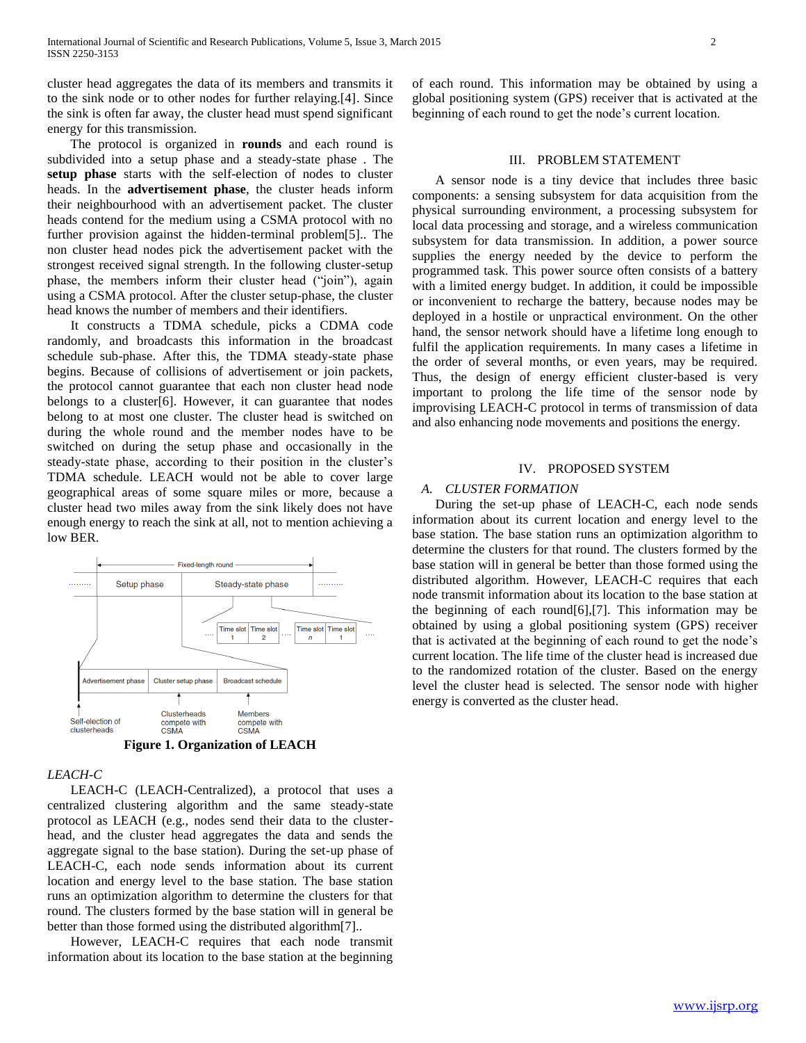cluster head aggregates the data of its members and transmits it to the sink node or to other nodes for further relaying.[4]. Since the sink is often far away, the cluster head must spend significant energy for this transmission.

The protocol is organized in **rounds** and each round is subdivided into a setup phase and a steady-state phase . The **setup phase** starts with the self-election of nodes to cluster heads. In the **advertisement phase**, the cluster heads inform their neighbourhood with an advertisement packet. The cluster heads contend for the medium using a CSMA protocol with no further provision against the hidden-terminal problem[5].. The non cluster head nodes pick the advertisement packet with the strongest received signal strength. In the following cluster-setup phase, the members inform their cluster head ("join"), again using a CSMA protocol. After the cluster setup-phase, the cluster head knows the number of members and their identifiers.

It constructs a TDMA schedule, picks a CDMA code randomly, and broadcasts this information in the broadcast schedule sub-phase. After this, the TDMA steady-state phase begins. Because of collisions of advertisement or join packets, the protocol cannot guarantee that each non cluster head node belongs to a cluster[6]. However, it can guarantee that nodes belong to at most one cluster. The cluster head is switched on during the whole round and the member nodes have to be switched on during the setup phase and occasionally in the steady-state phase, according to their position in the cluster's TDMA schedule. LEACH would not be able to cover large geographical areas of some square miles or more, because a cluster head two miles away from the sink likely does not have enough energy to reach the sink at all, not to mention achieving a low BER.

**Figure 1. Organization of LEACH**

*LEACH-C*

LEACH-C (LEACH-Centralized), a protocol that uses a centralized clustering algorithm and the same steady-state protocol as LEACH (e.g., nodes send their data to the cluster-head, and the cluster head aggregates the data and sends the aggregate signal to the base station). During the set-up phase of LEACH-C, each node sends information about its current location and energy level to the base station. The base station runs an optimization algorithm to determine the clusters for that round. The clusters formed by the base station will in general be better than those formed using the distributed algorithm[7]..

However, LEACH-C requires that each node transmit information about its location to the base station at the beginning of each round. This information may be obtained by using a global positioning system (GPS) receiver that is activated at the beginning of each round to get the node's current location.

## III. PROBLEM STATEMENT

A sensor node is a tiny device that includes three basic components: a sensing subsystem for data acquisition from the physical surrounding environment, a processing subsystem for local data processing and storage, and a wireless communication subsystem for data transmission. In addition, a power source supplies the energy needed by the device to perform the programmed task. This power source often consists of a battery with a limited energy budget. In addition, it could be impossible or inconvenient to recharge the battery, because nodes may be deployed in a hostile or unpractical environment. On the other hand, the sensor network should have a lifetime long enough to fulfil the application requirements. In many cases a lifetime in the order of several months, or even years, may be required. Thus, the design of energy efficient cluster-based is very important to prolong the life time of the sensor node by improvising LEACH-C protocol in terms of transmission of data and also enhancing node movements and positions the energy.

## IV. PROPOSED SYSTEM

### A. CLUSTER FORMATION

During the set-up phase of LEACH-C, each node sends information about its current location and energy level to the base station. The base station runs an optimization algorithm to determine the clusters for that round. The clusters formed by the base station will in general be better than those formed using the distributed algorithm. However, LEACH-C requires that each node transmit information about its location to the base station at the beginning of each round[6],[7]. This information may be obtained by using a global positioning system (GPS) receiver that is activated at the beginning of each round to get the node's current location. The life time of the cluster head is increased due to the randomized rotation of the cluster. Based on the energy level the cluster head is selected. The sensor node with higher energy is converted as the cluster head.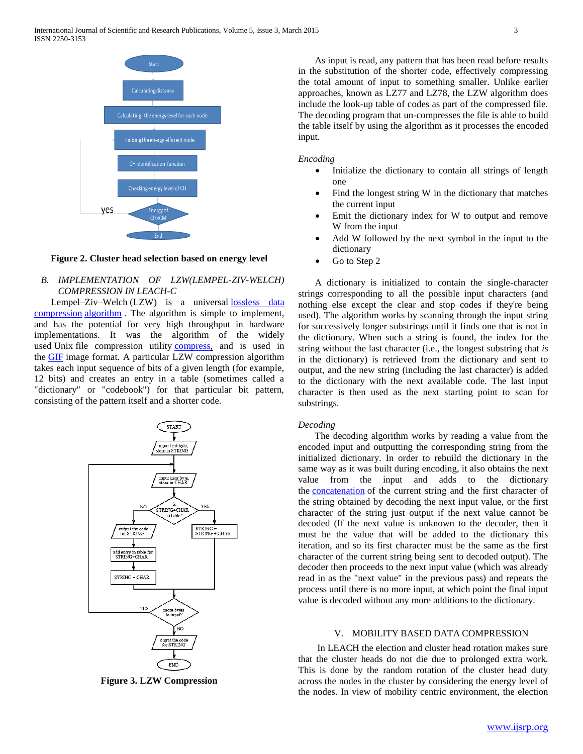Figure 2. Cluster head selection based on energy level

### B. IMPLEMENTATION OF LZW(LEMPEL-ZIV-WELCH) COMPRESSION IN LEACH-C

Lempel–Ziv–Welch (LZW) is a universal lossless data compression algorithm . The algorithm is simple to implement, and has the potential for very high throughput in hardware implementations. It was the algorithm of the widely used Unix file compression utility compress, and is used in the GIF image format. A particular LZW compression algorithm takes each input sequence of bits of a given length (for example, 12 bits) and creates an entry in a table (sometimes called a "dictionary" or "codebook") for that particular bit pattern, consisting of the pattern itself and a shorter code.

Figure 3. LZW Compression

As input is read, any pattern that has been read before results in the substitution of the shorter code, effectively compressing the total amount of input to something smaller. Unlike earlier approaches, known as LZ77 and LZ78, the LZW algorithm does include the look-up table of codes as part of the compressed file. The decoding program that un-compresses the file is able to build the table itself by using the algorithm as it processes the encoded input.

*Encoding*

- Initialize the dictionary to contain all strings of length one
- Find the longest string W in the dictionary that matches the current input
- Emit the dictionary index for W to output and remove W from the input
- Add W followed by the next symbol in the input to the dictionary
- Go to Step 2

A dictionary is initialized to contain the single-character strings corresponding to all the possible input characters (and nothing else except the clear and stop codes if they're being used). The algorithm works by scanning through the input string for successively longer substrings until it finds one that is not in the dictionary. When such a string is found, the index for the string without the last character (i.e., the longest substring that *is* in the dictionary) is retrieved from the dictionary and sent to output, and the new string (including the last character) is added to the dictionary with the next available code. The last input character is then used as the next starting point to scan for substrings.

*Decoding*

The decoding algorithm works by reading a value from the encoded input and outputting the corresponding string from the initialized dictionary. In order to rebuild the dictionary in the same way as it was built during encoding, it also obtains the next value from the input and adds to the dictionary the concatenation of the current string and the first character of the string obtained by decoding the next input value, or the first character of the string just output if the next value cannot be decoded (If the next value is unknown to the decoder, then it must be the value that will be added to the dictionary this iteration, and so its first character must be the same as the first character of the current string being sent to decoded output). The decoder then proceeds to the next input value (which was already read in as the "next value" in the previous pass) and repeats the process until there is no more input, at which point the final input value is decoded without any more additions to the dictionary.

## V. MOBILITY BASED DATA COMPRESSION

In LEACH the election and cluster head rotation makes sure that the cluster heads do not die due to prolonged extra work. This is done by the random rotation of the cluster head duty across the nodes in the cluster by considering the energy level of the nodes. In view of mobility centric environment, the election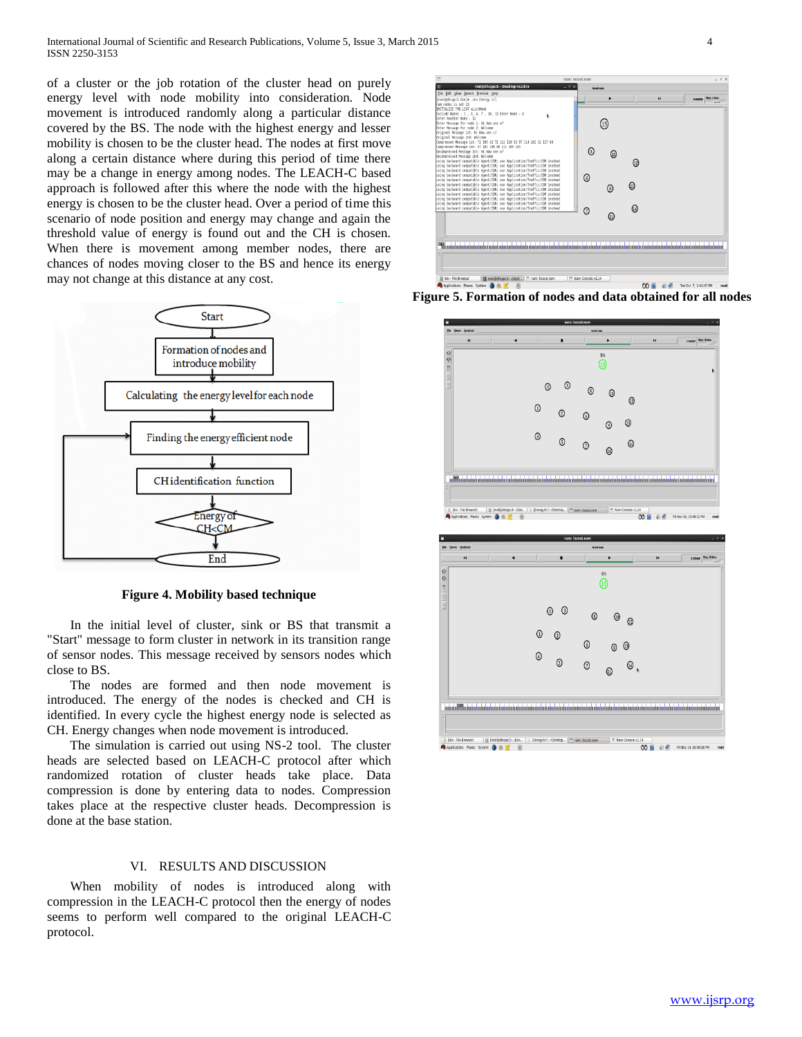of a cluster or the job rotation of the cluster head on purely energy level with node mobility into consideration. Node movement is introduced randomly along a particular distance covered by the BS. The node with the highest energy and lesser mobility is chosen to be the cluster head. The nodes at first move along a certain distance where during this period of time there may be a change in energy among nodes. The LEACH-C based approach is followed after this where the node with the highest energy is chosen to be the cluster head. Over a period of time this scenario of node position and energy may change and again the threshold value of energy is found out and the CH is chosen. When there is movement among member nodes, there are chances of nodes moving closer to the BS and hence its energy may not change at this distance at any cost.

**Figure 4. Mobility based technique**

In the initial level of cluster, sink or BS that transmit a "Start" message to form cluster in network in its transition range of sensor nodes. This message received by sensors nodes which close to BS.

The nodes are formed and then node movement is introduced. The energy of the nodes is checked and CH is identified. In every cycle the highest energy node is selected as CH. Energy changes when node movement is introduced.

The simulation is carried out using NS-2 tool. The cluster heads are selected based on LEACH-C protocol after which randomized rotation of cluster heads take place. Data compression is done by entering data to nodes. Compression takes place at the respective cluster heads. Decompression is done at the base station.

## VI. RESULTS AND DISCUSSION

When mobility of nodes is introduced along with compression in the LEACH-C protocol then the energy of nodes seems to perform well compared to the original LEACH-C protocol.

**Figure 5. Formation of nodes and data obtained for all nodes**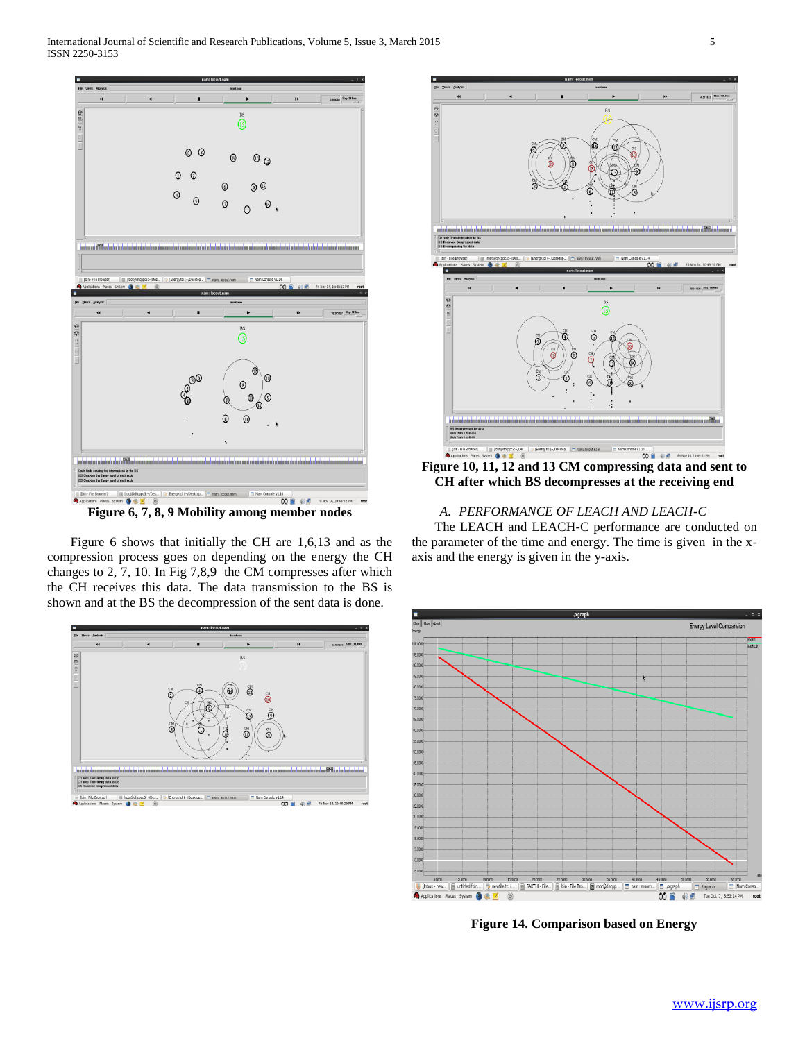Figure 6, 7, 8, 9 Mobility among member nodes

Figure 6 shows that initially the CH are 1,6,13 and as the compression process goes on depending on the energy the CH changes to 2, 7, 10. In Fig 7,8,9 the CM compresses after which the CH receives this data. The data transmission to the BS is shown and at the BS the decompression of the sent data is done.

Figure 10, 11, 12 and 13 CM compressing data and sent to CH after which BS decompresses at the receiving end

### *A. PERFORMANCE OF LEACH AND LEACH-C*

The LEACH and LEACH-C performance are conducted on the parameter of the time and energy. The time is given in the x-axis and the energy is given in the y-axis.

Figure 14. Comparison based on Energy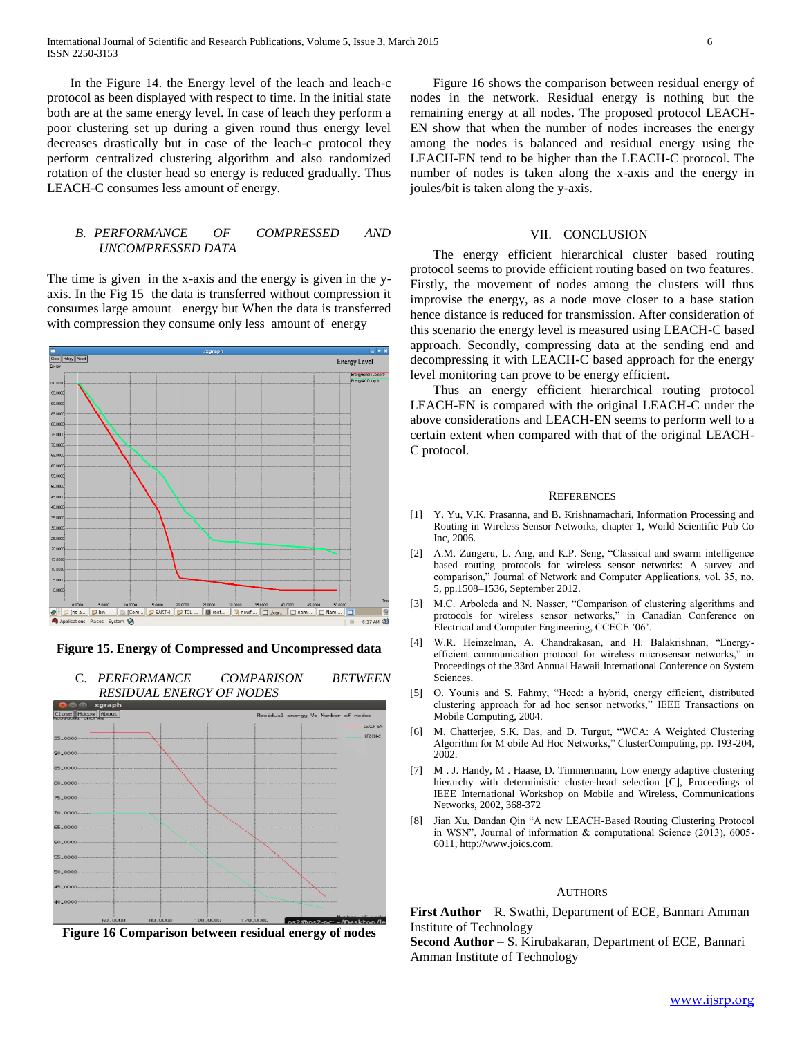In the Figure 14. the Energy level of the leach and leach-c protocol as been displayed with respect to time. In the initial state both are at the same energy level. In case of leach they perform a poor clustering set up during a given round thus energy level decreases drastically but in case of the leach-c protocol they perform centralized clustering algorithm and also randomized rotation of the cluster head so energy is reduced gradually. Thus LEACH-C consumes less amount of energy.

### *B. PERFORMANCE OF COMPRESSED AND UNCOMPRESSED DATA*

The time is given in the x-axis and the energy is given in the y-axis. In the Fig 15 the data is transferred without compression it consumes large amount energy but When the data is transferred with compression they consume only less amount of energy

**Figure 15. Energy of Compressed and Uncompressed data**

### C. *PERFORMANCE COMPARISON BETWEEN RESIDUAL ENERGY OF NODES*

**Figure 16 Comparison between residual energy of nodes**

Figure 16 shows the comparison between residual energy of nodes in the network. Residual energy is nothing but the remaining energy at all nodes. The proposed protocol LEACH-EN show that when the number of nodes increases the energy among the nodes is balanced and residual energy using the LEACH-EN tend to be higher than the LEACH-C protocol. The number of nodes is taken along the x-axis and the energy in joules/bit is taken along the y-axis.

## VII. CONCLUSION

The energy efficient hierarchical cluster based routing protocol seems to provide efficient routing based on two features. Firstly, the movement of nodes among the clusters will thus improvise the energy, as a node move closer to a base station hence distance is reduced for transmission. After consideration of this scenario the energy level is measured using LEACH-C based approach. Secondly, compressing data at the sending end and decompressing it with LEACH-C based approach for the energy level monitoring can prove to be energy efficient.

Thus an energy efficient hierarchical routing protocol LEACH-EN is compared with the original LEACH-C under the above considerations and LEACH-EN seems to perform well to a certain extent when compared with that of the original LEACH-C protocol.

## REFERENCES

[1] Y. Yu, V.K. Prasanna, and B. Krishnamachari, Information Processing and Routing in Wireless Sensor Networks, chapter 1, World Scientific Pub Co Inc, 2006.

[2] A.M. Zungeru, L. Ang, and K.P. Seng, "Classical and swarm intelligence based routing protocols for wireless sensor networks: A survey and comparison," Journal of Network and Computer Applications, vol. 35, no. 5, pp.1508–1536, September 2012.

[3] M.C. Arboleda and N. Nasser, "Comparison of clustering algorithms and protocols for wireless sensor networks," in Canadian Conference on Electrical and Computer Engineering, CCECE '06'.

[4] W.R. Heinzelman, A. Chandrakasan, and H. Balakrishnan, "Energy-efficient communication protocol for wireless microsensor networks," in Proceedings of the 33rd Annual Hawaii International Conference on System Sciences.

[5] O. Younis and S. Fahmy, "Heed: a hybrid, energy efficient, distributed clustering approach for ad hoc sensor networks," IEEE Transactions on Mobile Computing, 2004.

[6] M. Chatterjee, S.K. Das, and D. Turgut, "WCA: A Weighted Clustering Algorithm for M obile Ad Hoc Networks," ClusterComputing, pp. 193-204, 2002.

[7] M . J. Handy, M . Haase, D. Timmermann, Low energy adaptive clustering hierarchy with deterministic cluster-head selection [C], Proceedings of IEEE International Workshop on Mobile and Wireless, Communications Networks, 2002, 368-372

[8] Jian Xu, Dandan Qin "A new LEACH-Based Routing Clustering Protocol in WSN", Journal of information & computational Science (2013), 6005-6011, http://www.joics.com.

## AUTHORS

**First Author** – R. Swathi, Department of ECE, Bannari Amman Institute of Technology

**Second Author** – S. Kirubakaran, Department of ECE, Bannari Amman Institute of Technology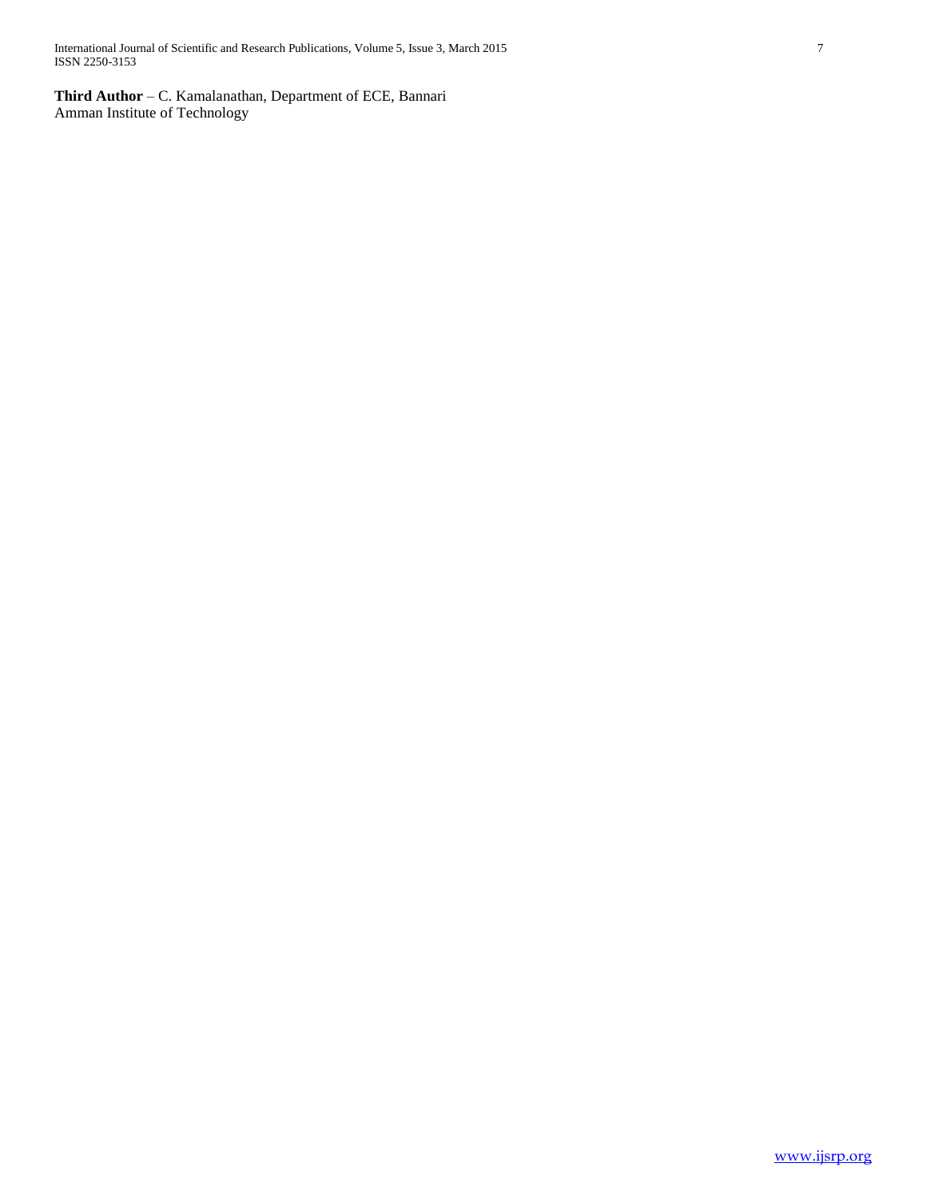**Third Author** – C. Kamalanathan, Department of ECE, Bannari Amman Institute of Technology